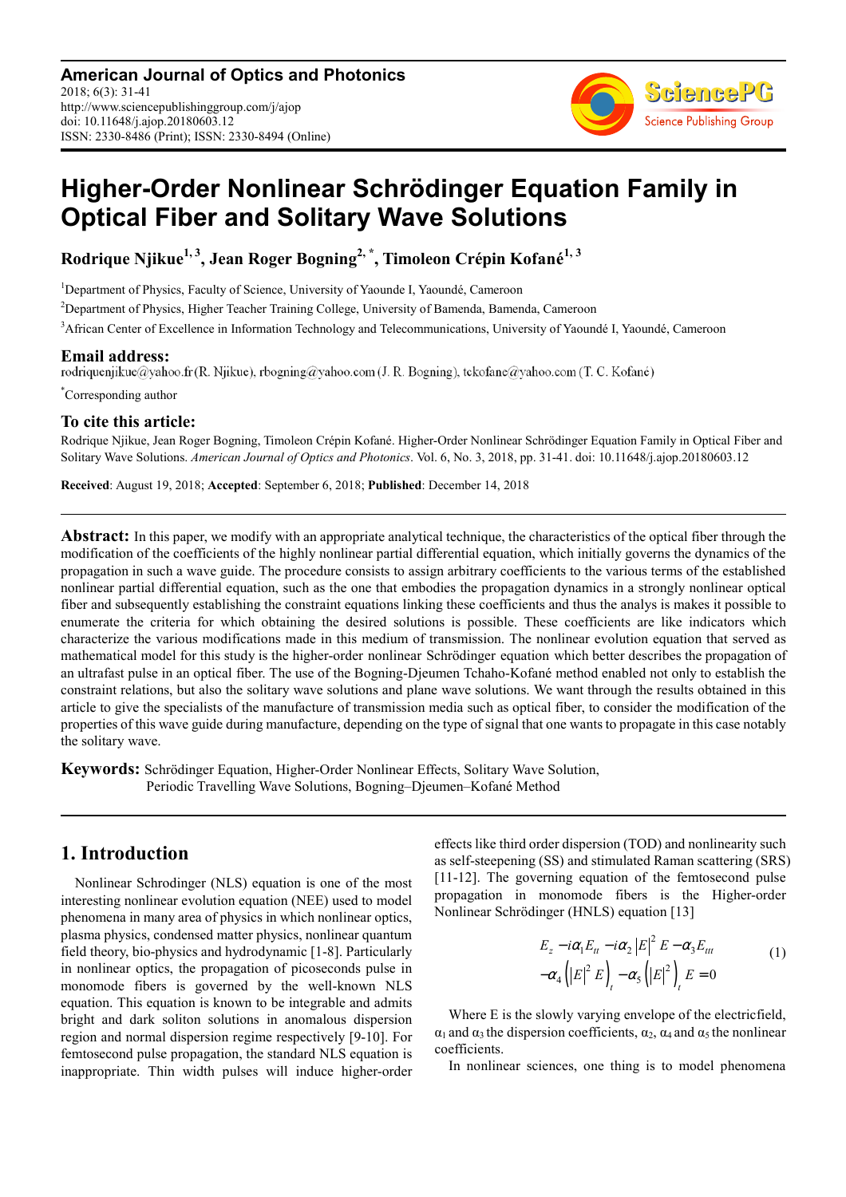**American Journal of Optics and Photonics**
2018; 6(3): 31-41
http://www.sciencepublishinggroup.com/j/ajop
doi: 10.11648/j.ajop.20180603.12
ISSN: 2330-8486 (Print); ISSN: 2330-8494 (Online)

# Higher-Order Nonlinear Schrödinger Equation Family in Optical Fiber and Solitary Wave Solutions

**Rodrique Njikue[1, 3], Jean Roger Bogning[2, *], Timoleon Crépin Kofané[1, 3]**

[1]Department of Physics, Faculty of Science, University of Yaounde I, Yaoundé, Cameroon

[2]Department of Physics, Higher Teacher Training College, University of Bamenda, Bamenda, Cameroon

[3]African Center of Excellence in Information Technology and Telecommunications, University of Yaoundé I, Yaoundé, Cameroon

## Email address:

rodriquenjikue@yahoo.fr (R. Njikue), rbogning@yahoo.com (J. R. Bogning), tckofane@yahoo.com (T. C. Kofané)

[*]Corresponding author

## To cite this article:

Rodrique Njikue, Jean Roger Bogning, Timoleon Crépin Kofané. Higher-Order Nonlinear Schrödinger Equation Family in Optical Fiber and Solitary Wave Solutions. *American Journal of Optics and Photonics*. Vol. 6, No. 3, 2018, pp. 31-41. doi: 10.11648/j.ajop.20180603.12

**Received**: August 19, 2018; **Accepted**: September 6, 2018; **Published**: December 14, 2018

---

**Abstract:** In this paper, we modify with an appropriate analytical technique, the characteristics of the optical fiber through the modification of the coefficients of the highly nonlinear partial differential equation, which initially governs the dynamics of the propagation in such a wave guide. The procedure consists to assign arbitrary coefficients to the various terms of the established nonlinear partial differential equation, such as the one that embodies the propagation dynamics in a strongly nonlinear optical fiber and subsequently establishing the constraint equations linking these coefficients and thus the analys is makes it possible to enumerate the criteria for which obtaining the desired solutions is possible. These coefficients are like indicators which characterize the various modifications made in this medium of transmission. The nonlinear evolution equation that served as mathematical model for this study is the higher-order nonlinear Schrödinger equation which better describes the propagation of an ultrafast pulse in an optical fiber. The use of the Bogning-Djeumen Tchaho-Kofané method enabled not only to establish the constraint relations, but also the solitary wave solutions and plane wave solutions. We want through the results obtained in this article to give the specialists of the manufacture of transmission media such as optical fiber, to consider the modification of the properties of this wave guide during manufacture, depending on the type of signal that one wants to propagate in this case notably the solitary wave.

**Keywords:** Schrödinger Equation, Higher-Order Nonlinear Effects, Solitary Wave Solution, Periodic Travelling Wave Solutions, Bogning–Djeumen–Kofané Method

---

## 1. Introduction

Nonlinear Schrodinger (NLS) equation is one of the most interesting nonlinear evolution equation (NEE) used to model phenomena in many area of physics in which nonlinear optics, plasma physics, condensed matter physics, nonlinear quantum field theory, bio-physics and hydrodynamic [1-8]. Particularly in nonlinear optics, the propagation of picoseconds pulse in monomode fibers is governed by the well-known NLS equation. This equation is known to be integrable and admits bright and dark soliton solutions in anomalous dispersion region and normal dispersion regime respectively [9-10]. For femtosecond pulse propagation, the standard NLS equation is inappropriate. Thin width pulses will induce higher-order effects like third order dispersion (TOD) and nonlinearity such as self-steepening (SS) and stimulated Raman scattering (SRS) [11-12]. The governing equation of the femtosecond pulse propagation in monomode fibers is the Higher-order Nonlinear Schrödinger (HNLS) equation [13]

$$E_z - i\alpha_1 E_{tt} - i\alpha_2 |E|^2 E - \alpha_3 E_{ttt} - \alpha_4 \left(|E|^2 E\right)_t - \alpha_5 \left(|E|^2\right)_t E = 0 \tag{1}$$

Where E is the slowly varying envelope of the electricfield, $\alpha_1$ and $\alpha_3$ the dispersion coefficients, $\alpha_2$, $\alpha_4$ and $\alpha_5$ the nonlinear coefficients.

In nonlinear sciences, one thing is to model phenomena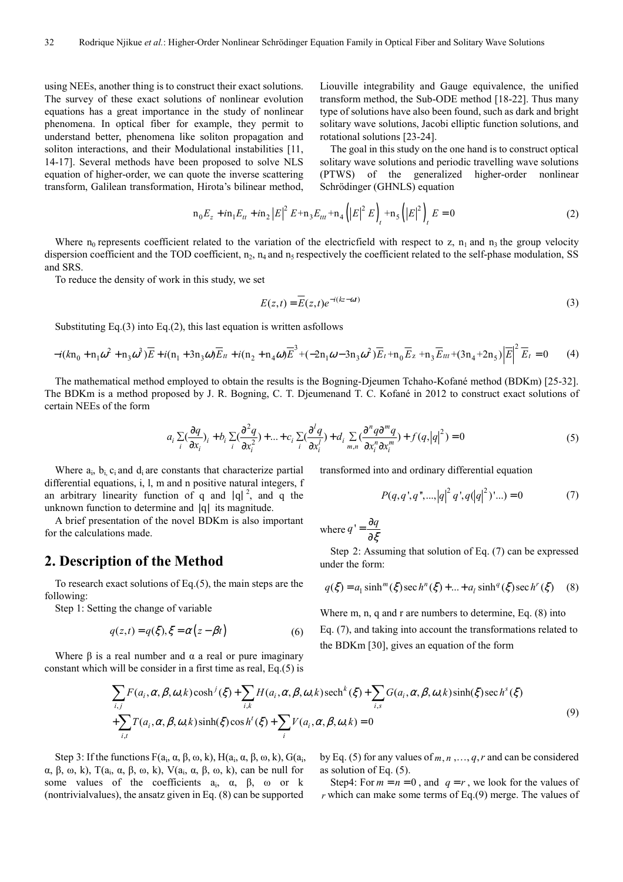using NEEs, another thing is to construct their exact solutions. The survey of these exact solutions of nonlinear evolution equations has a great importance in the study of nonlinear phenomena. In optical fiber for example, they permit to understand better, phenomena like soliton propagation and soliton interactions, and their Modulational instabilities [11, 14-17]. Several methods have been proposed to solve NLS equation of higher-order, we can quote the inverse scattering transform, Galilean transformation, Hirota's bilinear method, Liouville integrability and Gauge equivalence, the unified transform method, the Sub-ODE method [18-22]. Thus many type of solutions have also been found, such as dark and bright solitary wave solutions, Jacobi elliptic function solutions, and rotational solutions [23-24].

The goal in this study on the one hand is to construct optical solitary wave solutions and periodic travelling wave solutions (PTWS) of the generalized higher-order nonlinear Schrödinger (GHNLS) equation

$$\mathrm{n}_0 E_z + i\mathrm{n}_1 E_{tt} + i\mathrm{n}_2 \left|E\right|^2 E + \mathrm{n}_3 E_{ttt} + \mathrm{n}_4 \left(\left|E\right|^2 E\right)_t + \mathrm{n}_5 \left(\left|E\right|^2\right)_t E = 0 \tag{2}$$

Where $\mathrm{n}_0$ represents coefficient related to the variation of the electricfield with respect to z, $\mathrm{n}_1$ and $\mathrm{n}_3$ the group velocity dispersion coefficient and the TOD coefficient, $\mathrm{n}_2$, $\mathrm{n}_4$ and $\mathrm{n}_5$ respectively the coefficient related to the self-phase modulation, SS and SRS.

To reduce the density of work in this study, we set

$$E(z,t) = \overline{E}(z,t) e^{-i(kz-\omega t)} \tag{3}$$

Substituting Eq.(3) into Eq.(2), this last equation is written asfollows

$$-i(k\mathrm{n}_0 + \mathrm{n}_1\omega^2 + \mathrm{n}_3\omega^3)\overline{E} + i(\mathrm{n}_1 + 3\mathrm{n}_3\omega)\overline{E}_{tt} + i(\mathrm{n}_2 + \mathrm{n}_4\omega)\overline{E}^3 + (-2\mathrm{n}_1\omega - 3\mathrm{n}_3\omega^2)\overline{E}_t + \mathrm{n}_0\overline{E}_z + \mathrm{n}_3\overline{E}_{ttt} + (3\mathrm{n}_4 + 2\mathrm{n}_5)\left|\overline{E}\right|^2 \overline{E}_t = 0 \tag{4}$$

The mathematical method employed to obtain the results is the Bogning-Djeumen Tchaho-Kofané method (BDKm) [25-32]. The BDKm is a method proposed by J. R. Bogning, C. T. Djeumenand T. C. Kofané in 2012 to construct exact solutions of certain NEEs of the form

$$a_i \sum_i \left(\frac{\partial q}{\partial x_i}\right)_i + b_i \sum_i \left(\frac{\partial^2 q}{\partial x_i^2}\right) + \ldots + c_i \sum_i \left(\frac{\partial^l q}{\partial x_i^l}\right) + d_i \sum_{m,n} \left(\frac{\partial^n q \partial^m q}{\partial x_i^n \partial x_i^m}\right) + f(q, \left|q\right|^2) = 0 \tag{5}$$

Where $a_i$, $b_i$, $c_i$ and $d_i$ are constants that characterize partial differential equations, i, l, m and n positive natural integers, f an arbitrary linearity function of q and $|q|^2$, and q the unknown function to determine and $|q|$ its magnitude.

A brief presentation of the novel BDKm is also important for the calculations made.

## 2. Description of the Method

To research exact solutions of Eq.(5), the main steps are the following:

Step 1: Setting the change of variable

$$q(z,t) = q(\xi), \xi = \alpha\left(z - \beta t\right) \tag{6}$$

Where β is a real number and α a real or pure imaginary constant which will be consider in a first time as real, Eq.(5) is transformed into and ordinary differential equation

$$P(q, q', q'', \ldots, \left|q\right|^2 q', q(\left|q\right|^2)' \ldots) = 0 \tag{7}$$

where $q' = \dfrac{\partial q}{\partial \xi}$

Step 2: Assuming that solution of Eq. (7) can be expressed under the form:

$$q(\xi) = a_1 \sinh^m(\xi) \operatorname{sech}^n(\xi) + \ldots + a_l \sinh^q(\xi) \operatorname{sech}^r(\xi) \tag{8}$$

Where m, n, q and r are numbers to determine, Eq. (8) into Eq. (7), and taking into account the transformations related to the BDKm [30], gives an equation of the form

$$\begin{aligned} &\sum_{i,j} F(a_i, \alpha, \beta, \omega, k) \cosh^j(\xi) + \sum_{i,k} H(a_i, \alpha, \beta, \omega, k) \operatorname{sech}^k(\xi) + \sum_{i,s} G(a_i, \alpha, \beta, \omega, k) \sinh(\xi) \operatorname{sech}^s(\xi) \\ &+ \sum_{i,t} T(a_i, \alpha, \beta, \omega, k) \sinh(\xi) \cosh^t(\xi) + \sum_i V(a_i, \alpha, \beta, \omega, k) = 0 \end{aligned} \tag{9}$$

Step 3: If the functions F($a_i$, α, β, ω, k), H($a_i$, α, β, ω, k), G($a_i$, α, β, ω, k), T($a_i$, α, β, ω, k), V($a_i$, α, β, ω, k), can be null for some values of the coefficients $a_i$, α, β, ω or k (nontrivialvalues), the ansatz given in Eq. (8) can be supported by Eq. (5) for any values of $m, n, \ldots, q, r$ and can be considered as solution of Eq. (5).

Step4: For $m = n = 0$, and $q = r$, we look for the values of $r$ which can make some terms of Eq.(9) merge. The values of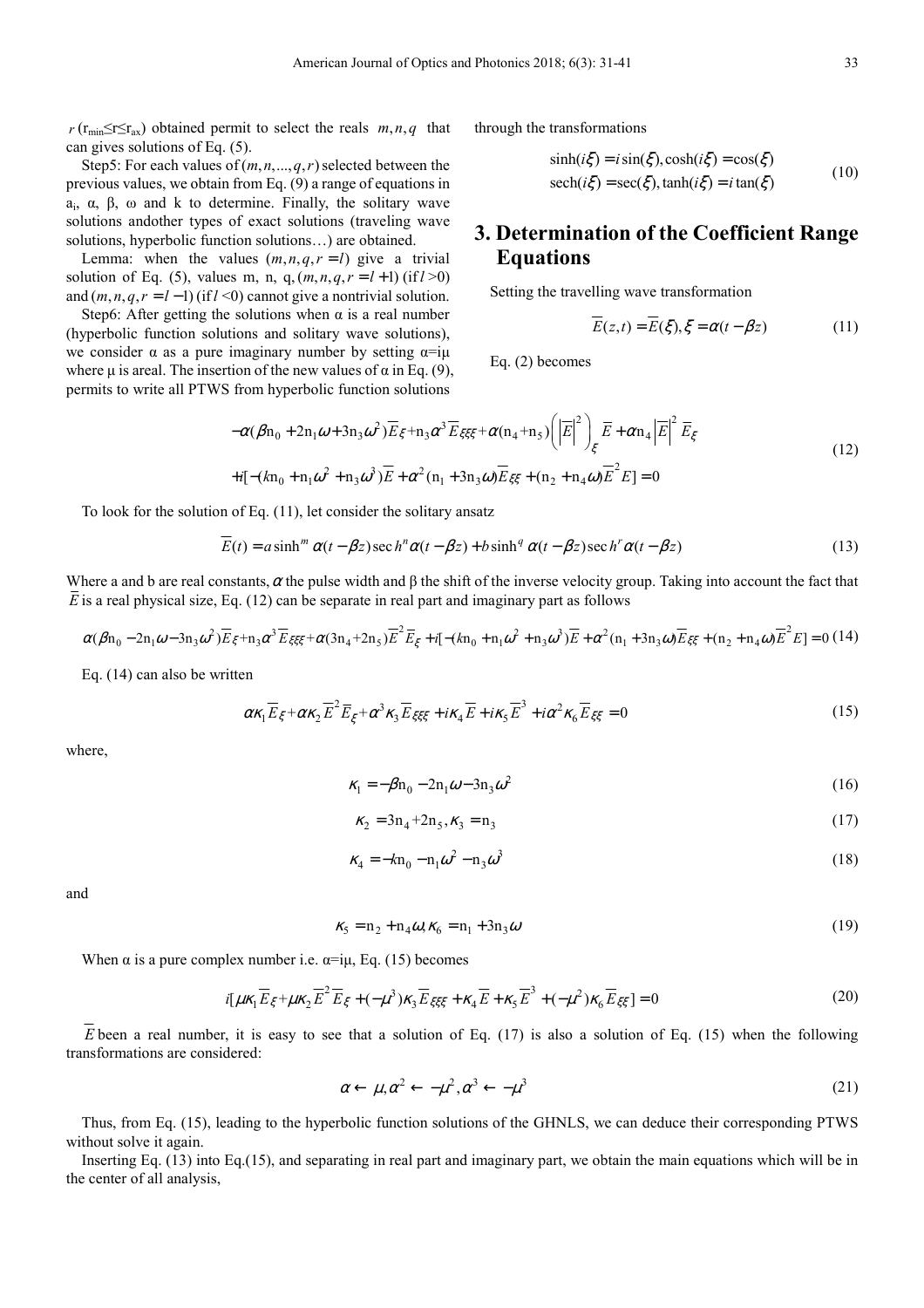$r$ ($r_{min} \leq r \leq r_{ax}$) obtained permit to select the reals $m, n, q$ that can gives solutions of Eq. (5).

Step5: For each values of $(m, n, ..., q, r)$ selected between the previous values, we obtain from Eq. (9) a range of equations in $a_i$, α, β, ω and k to determine. Finally, the solitary wave solutions andother types of exact solutions (traveling wave solutions, hyperbolic function solutions…) are obtained.

Lemma: when the values $(m, n, q, r = l)$ give a trivial solution of Eq. (5), values m, n, q, $(m, n, q, r = l+1)$ (if $l > 0$) and $(m, n, q, r = l-1)$ (if $l < 0$) cannot give a nontrivial solution.

Step6: After getting the solutions when α is a real number (hyperbolic function solutions and solitary wave solutions), we consider α as a pure imaginary number by setting α=iμ where μ is areal. The insertion of the new values of α in Eq. (9), permits to write all PTWS from hyperbolic function solutions through the transformations

$$\begin{aligned} \sinh(i\xi) &= i\sin(\xi), \cosh(i\xi) = \cos(\xi) \\ \operatorname{sech}(i\xi) &= \sec(\xi), \tanh(i\xi) = i\tan(\xi) \end{aligned} \tag{10}$$

## 3. Determination of the Coefficient Range Equations

Setting the travelling wave transformation

$$\overline{E}(z,t) = \overline{E}(\xi), \xi = \alpha(t - \beta z) \tag{11}$$

Eq. (2) becomes

$$\begin{aligned} &-\alpha(\beta n_0 + 2n_1\omega + 3n_3\omega^2)\overline{E}_\xi + n_3\alpha^3\overline{E}_{\xi\xi\xi} + \alpha(n_4 + n_5)\left(\left|\overline{E}\right|^2\right)_\xi \overline{E} + \alpha n_4\left|\overline{E}\right|^2 \overline{E}_\xi \\ &+ i[-(kn_0 + n_1\omega^2 + n_3\omega^3)\overline{E} + \alpha^2(n_1 + 3n_3\omega)\overline{E}_{\xi\xi} + (n_2 + n_4\omega)\overline{E}^2 E] = 0 \end{aligned} \tag{12}$$

To look for the solution of Eq. (11), let consider the solitary ansatz

$$\overline{E}(t) = a\sinh^m \alpha(t - \beta z)\operatorname{sech}^n\alpha(t - \beta z) + b\sinh^q \alpha(t - \beta z)\operatorname{sech}^r\alpha(t - \beta z) \tag{13}$$

Where a and b are real constants, $\alpha$ the pulse width and β the shift of the inverse velocity group. Taking into account the fact that $\overline{E}$ is a real physical size, Eq. (12) can be separate in real part and imaginary part as follows

$$\alpha(\beta n_0 - 2n_1\omega - 3n_3\omega^2)\overline{E}_\xi + n_3\alpha^3\overline{E}_{\xi\xi\xi} + \alpha(3n_4 + 2n_5)\overline{E}^2\overline{E}_\xi + i[-(kn_0 + n_1\omega^2 + n_3\omega^3)\overline{E} + \alpha^2(n_1 + 3n_3\omega)\overline{E}_{\xi\xi} + (n_2 + n_4\omega)\overline{E}^2 E] = 0 \tag{14}$$

Eq. (14) can also be written

$$\alpha\kappa_1\overline{E}_\xi + \alpha\kappa_2\overline{E}^2\overline{E}_\xi + \alpha^3\kappa_3\overline{E}_{\xi\xi\xi} + i\kappa_4\overline{E} + i\kappa_5\overline{E}^3 + i\alpha^2\kappa_6\overline{E}_{\xi\xi} = 0 \tag{15}$$

where,

$$\kappa_1 = -\beta n_0 - 2n_1\omega - 3n_3\omega^2 \tag{16}$$

$$\kappa_2 = 3n_4 + 2n_5, \kappa_3 = n_3 \tag{17}$$

$$\kappa_4 = -kn_0 - n_1\omega^2 - n_3\omega^3 \tag{18}$$

and

$$\kappa_5 = n_2 + n_4\omega, \kappa_6 = n_1 + 3n_3\omega \tag{19}$$

When α is a pure complex number i.e. α=iμ, Eq. (15) becomes

$$i[\mu\kappa_1\overline{E}_\xi + \mu\kappa_2\overline{E}^2\overline{E}_\xi + (-\mu^3)\kappa_3\overline{E}_{\xi\xi\xi} + \kappa_4\overline{E} + \kappa_5\overline{E}^3 + (-\mu^2)\kappa_6\overline{E}_{\xi\xi}] = 0 \tag{20}$$

$\overline{E}$ been a real number, it is easy to see that a solution of Eq. (17) is also a solution of Eq. (15) when the following transformations are considered:

$$\alpha \leftarrow \mu, \alpha^2 \leftarrow -\mu^2, \alpha^3 \leftarrow -\mu^3 \tag{21}$$

Thus, from Eq. (15), leading to the hyperbolic function solutions of the GHNLS, we can deduce their corresponding PTWS without solve it again.

Inserting Eq. (13) into Eq.(15), and separating in real part and imaginary part, we obtain the main equations which will be in the center of all analysis,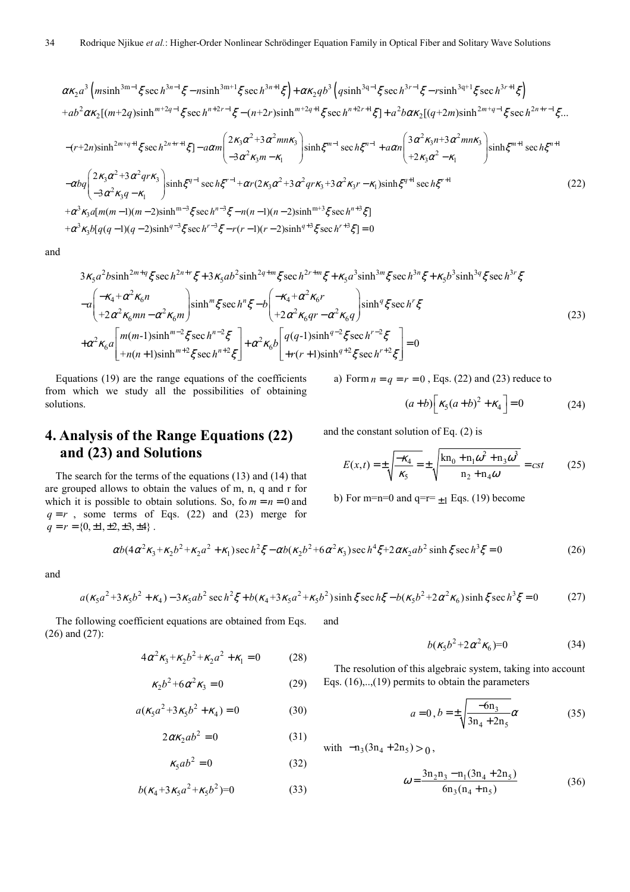$$
\begin{aligned}
&\alpha\kappa_2 a^3\left(m\sinh^{3m-1}\xi\operatorname{sech}^{3n-1}\xi - n\sinh^{3m+1}\xi\operatorname{sech}^{3n+1}\xi\right)+\alpha\kappa_2 qb^3\left(q\sinh^{3q-1}\xi\operatorname{sech}^{3r-1}\xi - r\sinh^{3q+1}\xi\operatorname{sech}^{3r+1}\xi\right)\\
&+ab^2\alpha\kappa_2[(m+2q)\sinh^{m+2q-1}\xi\operatorname{sech}^{n+2r-1}\xi-(n+2r)\sinh^{m+2q+1}\xi\operatorname{sech}^{n+2r+1}\xi]+a^2b\alpha\kappa_2[(q+2m)\sinh^{2m+q-1}\xi\operatorname{sech}^{2n+r-1}\xi...\\
&-(r+2n)\sinh^{2m+q+1}\xi\operatorname{sech}^{2n+r+1}\xi]-a\alpha m\begin{pmatrix}2\kappa_3\alpha^2+3\alpha^2 mn\kappa_3\\ -3\alpha^2\kappa_3 m-\kappa_1\end{pmatrix}\sinh\xi^{m-1}\operatorname{sech}\xi^{n-1}+a\alpha n\begin{pmatrix}3\alpha^2\kappa_3 n+3\alpha^2 mn\kappa_3\\ +2\kappa_3\alpha^2-\kappa_1\end{pmatrix}\sinh\xi^{m+1}\operatorname{sech}\xi^{n+1}\\
&-\alpha bq\begin{pmatrix}2\kappa_3\alpha^2+3\alpha^2 qr\kappa_3\\ -3\alpha^2\kappa_3 q-\kappa_1\end{pmatrix}\sinh\xi^{q-1}\operatorname{sech}\xi^{r-1}+\alpha r(2\kappa_3\alpha^2+3\alpha^2 qr\kappa_3+3\alpha^2\kappa_3 r-\kappa_1)\sinh\xi^{q+1}\operatorname{sech}\xi^{r+1}\\
&+\alpha^3\kappa_3 a[m(m-1)(m-2)\sinh^{m-3}\xi\operatorname{sech}^{n-3}\xi-n(n-1)(n-2)\sinh^{m+3}\xi\operatorname{sech}^{n+3}\xi]\\
&+\alpha^3\kappa_3 b[q(q-1)(q-2)\sinh^{q-3}\xi\operatorname{sech}^{r-3}\xi-r(r-1)(r-2)\sinh^{q+3}\xi\operatorname{sech}^{r+3}\xi]=0
\end{aligned}
\tag{22}
$$

and

$$
\begin{aligned}
&3\kappa_5 a^2 b\sinh^{2m+q}\xi\operatorname{sech}^{2n+r}\xi+3\kappa_5 ab^2\sinh^{2q+m}\xi\operatorname{sech}^{2r+m}\xi+\kappa_5 a^3\sinh^{3m}\xi\operatorname{sech}^{3n}\xi+\kappa_5 b^3\sinh^{3q}\xi\operatorname{sech}^{3r}\xi\\
&-a\begin{pmatrix}-\kappa_4+\alpha^2\kappa_6 n\\ +2\alpha^2\kappa_6 mn-\alpha^2\kappa_6 m\end{pmatrix}\sinh^m\xi\operatorname{sech}^n\xi-b\begin{pmatrix}-\kappa_4+\alpha^2\kappa_6 r\\ +2\alpha^2\kappa_6 qr-\alpha^2\kappa_6 q\end{pmatrix}\sinh^q\xi\operatorname{sech}^r\xi\\
&+\alpha^2\kappa_6 a\begin{bmatrix}m(m\text{-}1)\sinh^{m-2}\xi\operatorname{sech}^{n-2}\xi\\ +n(n+1)\sinh^{m+2}\xi\operatorname{sech}^{n+2}\xi\end{bmatrix}+\alpha^2\kappa_6 b\begin{bmatrix}q(q\text{-}1)\sinh^{q-2}\xi\operatorname{sech}^{r-2}\xi\\ +r(r+1)\sinh^{q+2}\xi\operatorname{sech}^{r+2}\xi\end{bmatrix}=0
\end{aligned}
\tag{23}
$$

Equations (19) are the range equations of the coefficients from which we study all the possibilities of obtaining solutions.

## 4. Analysis of the Range Equations (22) and (23) and Solutions

The search for the terms of the equations (13) and (14) that are grouped allows to obtain the values of m, n, q and r for which it is possible to obtain solutions. So, fo $m=n=0$ and $q=r$, some terms of Eqs. (22) and (23) merge for $q=r=\{0,\pm1,\pm2,\pm3,\pm4\}$.

a) Form $n=q=r=0$, Eqs. (22) and (23) reduce to

$$
(a+b)\left[\kappa_5(a+b)^2+\kappa_4\right]=0 \tag{24}
$$

and the constant solution of Eq. (2) is

$$
E(x,t)=\pm\sqrt{\frac{-\kappa_4}{\kappa_5}}=\pm\sqrt{\frac{\mathrm{kn_0}+\mathrm{n_1}\omega^2+\mathrm{n_3}\omega^3}{\mathrm{n_2}+\mathrm{n_4}\omega}}=cst \tag{25}
$$

b) For m=n=0 and q=r= $\pm1$ Eqs. (19) become

$$
\alpha b(4\alpha^2\kappa_3+\kappa_2 b^2+\kappa_2 a^2+\kappa_1)\operatorname{sech}^2\xi-\alpha b(\kappa_2 b^2+6\alpha^2\kappa_3)\operatorname{sech}^4\xi+2\alpha\kappa_2 ab^2\sinh\xi\operatorname{sech}^3\xi=0 \tag{26}
$$

and

$$
a(\kappa_5 a^2+3\kappa_5 b^2+\kappa_4)-3\kappa_5 ab^2\operatorname{sech}^2\xi+b(\kappa_4+3\kappa_5 a^2+\kappa_5 b^2)\sinh\xi\operatorname{sech}\xi-b(\kappa_5 b^2+2\alpha^2\kappa_6)\sinh\xi\operatorname{sech}^3\xi=0 \tag{27}
$$

The following coefficient equations are obtained from Eqs. (26) and (27):

$$
4\alpha^2\kappa_3+\kappa_2 b^2+\kappa_2 a^2+\kappa_1=0 \tag{28}
$$

$$
\kappa_2 b^2+6\alpha^2\kappa_3=0 \tag{29}
$$

$$
a(\kappa_5 a^2+3\kappa_5 b^2+\kappa_4)=0 \tag{30}
$$

$$
2\alpha\kappa_2 ab^2=0 \tag{31}
$$

$$
\kappa_5 ab^2=0 \tag{32}
$$

$$
b(\kappa_4+3\kappa_5 a^2+\kappa_5 b^2)=0 \tag{33}
$$

and

$$
b(\kappa_5 b^2+2\alpha^2\kappa_6)=0 \tag{34}
$$

The resolution of this algebraic system, taking into account Eqs. (16),..,(19) permits to obtain the parameters

$$
a=0\,,\; b=\pm\sqrt{\frac{-6\mathrm{n_3}}{3\mathrm{n_4}+2\mathrm{n_5}}}\alpha \tag{35}
$$

with $-\mathrm{n_3}(3\mathrm{n_4}+2\mathrm{n_5})>0$,

$$
\omega=\frac{3\mathrm{n_2}\mathrm{n_3}-\mathrm{n_1}(3\mathrm{n_4}+2\mathrm{n_5})}{6\mathrm{n_3}(\mathrm{n_4}+\mathrm{n_5})} \tag{36}
$$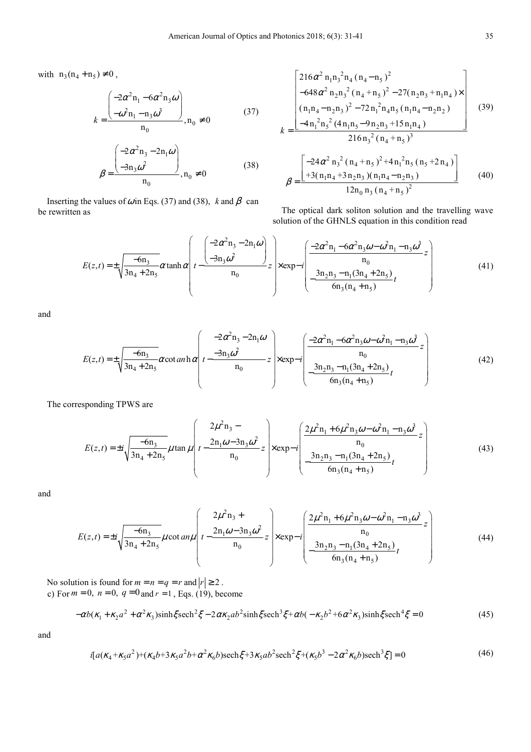with $n_3(n_4+n_5)\neq 0$,

$$k=\frac{\begin{pmatrix}-2\alpha^2 n_1-6\alpha^2 n_3\omega\\ -\omega^2 n_1-n_3\omega^3\end{pmatrix}}{n_0},\ n_0\neq 0 \tag{37}$$

$$\beta=\frac{\begin{pmatrix}-2\alpha^2 n_3-2n_1\omega\\ -3n_3\omega^2\end{pmatrix}}{n_0},\ n_0\neq 0 \tag{38}$$

Inserting the values of $\omega$ in Eqs. (37) and (38), $k$ and $\beta$ can be rewritten as

$$k=\frac{\begin{bmatrix}216\alpha^2 n_1 n_3^2 n_4(n_4-n_5)^2\\ -648\alpha^2 n_2 n_3^2(n_4+n_5)^2-27(n_2n_3+n_1n_4)\times\\ (n_1n_4-n_2n_3)^2-72n_1^2 n_4 n_5(n_1n_4-n_2n_2)\\ -4n_1^2 n_5^2(4n_1n_5-9n_2n_3+15n_1n_4)\end{bmatrix}}{216n_3^2(n_4+n_5)^3} \tag{39}$$

$$\beta=\frac{\begin{bmatrix}-24\alpha^2 n_3^2(n_4+n_5)^2+4n_1^2 n_5(n_5+2n_4)\\ +3(n_1n_4+3n_2n_3)(n_1n_4-n_2n_3)\end{bmatrix}}{12n_0 n_3(n_4+n_5)^2} \tag{40}$$

The optical dark soliton solution and the travelling wave solution of the GHNLS equation in this condition read

$$E(z,t)=\pm\sqrt{\frac{-6n_3}{3n_4+2n_5}}\,\alpha\tanh\alpha\left(t-\frac{\begin{pmatrix}-2\alpha^2 n_3-2n_1\omega\\ -3n_3\omega^2\end{pmatrix}}{n_0}z\right)\times\exp-i\begin{pmatrix}\dfrac{-2\alpha^2 n_1-6\alpha^2 n_3\omega-\omega^2 n_1-n_3\omega^3}{n_0}z\\ -\dfrac{3n_2n_3-n_1(3n_4+2n_5)}{6n_3(n_4+n_5)}t\end{pmatrix} \tag{41}$$

and

$$E(z,t)=\pm\sqrt{\frac{-6n_3}{3n_4+2n_5}}\,\alpha\coth\alpha\left(t-\frac{-2\alpha^2 n_3-2n_1\omega-3n_3\omega^2}{n_0}z\right)\times\exp-i\begin{pmatrix}\dfrac{-2\alpha^2 n_1-6\alpha^2 n_3\omega-\omega^2 n_1-n_3\omega^3}{n_0}z\\ -\dfrac{3n_2n_3-n_1(3n_4+2n_5)}{6n_3(n_4+n_5)}t\end{pmatrix} \tag{42}$$

The corresponding TPWS are

$$E(z,t)=\pm i\sqrt{\frac{-6n_3}{3n_4+2n_5}}\,\mu\tan\mu\left(t-\frac{2\mu^2 n_3-2n_1\omega-3n_3\omega^2}{n_0}z\right)\times\exp-i\begin{pmatrix}\dfrac{2\mu^2 n_1+6\mu^2 n_3\omega-\omega^2 n_1-n_3\omega^3}{n_0}z\\ -\dfrac{3n_2n_3-n_1(3n_4+2n_5)}{6n_3(n_4+n_5)}t\end{pmatrix} \tag{43}$$

and

$$E(z,t)=\pm i\sqrt{\frac{-6n_3}{3n_4+2n_5}}\,\mu\cot\mu\left(t-\frac{2\mu^2 n_3+2n_1\omega-3n_3\omega^2}{n_0}z\right)\times\exp-i\begin{pmatrix}\dfrac{2\mu^2 n_1+6\mu^2 n_3\omega-\omega^2 n_1-n_3\omega^3}{n_0}z\\ -\dfrac{3n_2n_3-n_1(3n_4+2n_5)}{6n_3(n_4+n_5)}t\end{pmatrix} \tag{44}$$

No solution is found for $m=n=q=r$ and $|r|\geq 2$.

c) For $m=0,\ n=0,\ q=0$ and $r=1$, Eqs. (19), become

$$-\alpha b(\kappa_1+\kappa_2 a^2+\alpha^2\kappa_3)\sinh\xi\,\mathrm{sech}^2\xi-2\alpha\kappa_2 ab^2\sinh\xi\,\mathrm{sech}^3\xi+\alpha b(-\kappa_2 b^2+6\alpha^2\kappa_3)\sinh\xi\,\mathrm{sech}^4\xi=0 \tag{45}$$

and

$$i[a(\kappa_4+\kappa_5 a^2)+(\kappa_4 b+3\kappa_5 a^2 b+\alpha^2\kappa_6 b)\mathrm{sech}\,\xi+3\kappa_5 ab^2\mathrm{sech}^2\xi+(\kappa_5 b^3-2\alpha^2\kappa_6 b)\mathrm{sech}^3\xi]=0 \tag{46}$$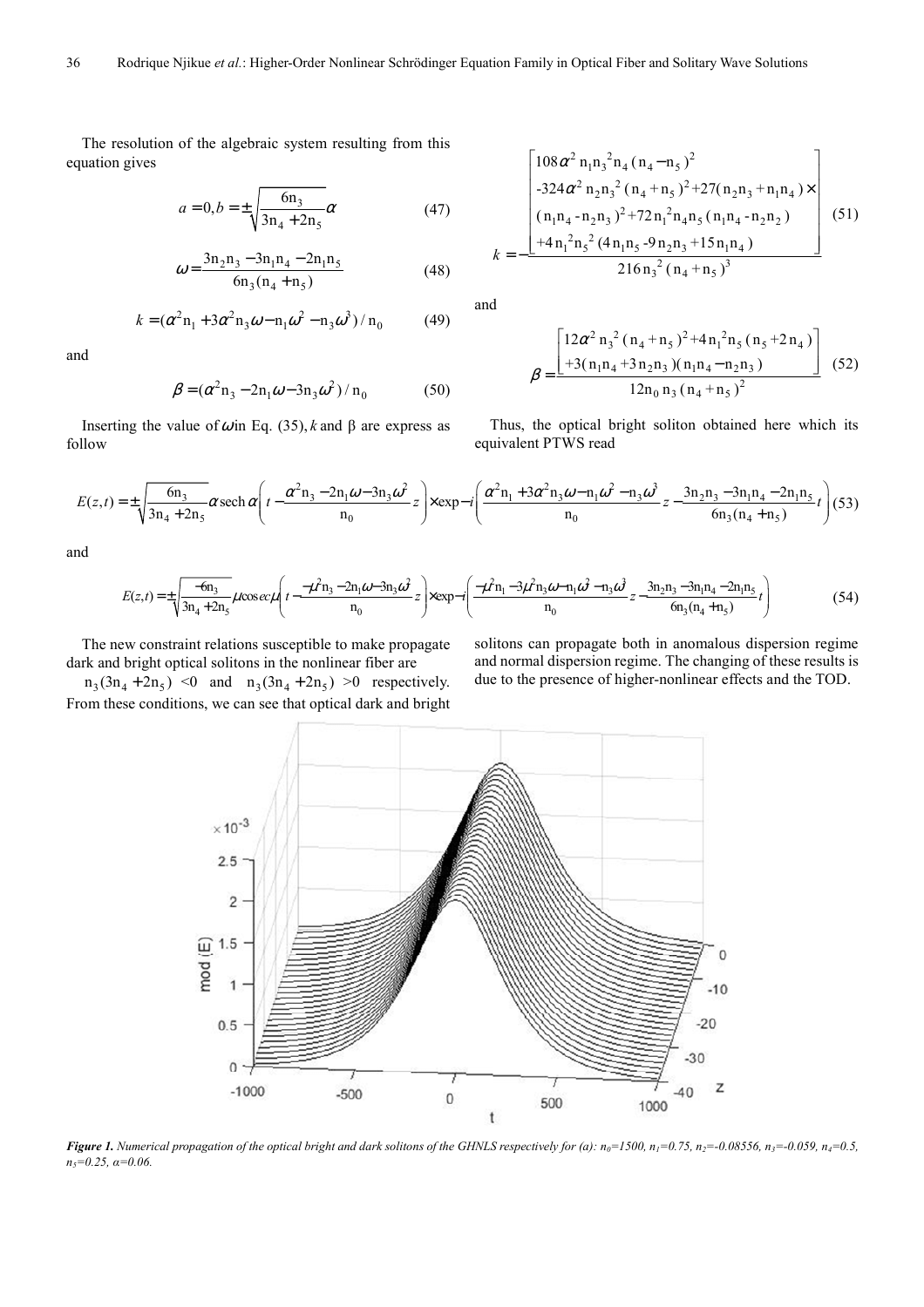The resolution of the algebraic system resulting from this equation gives

$$a = 0, b = \pm\sqrt{\frac{6n_3}{3n_4 + 2n_5}}\alpha \tag{47}$$

$$\omega = \frac{3n_2n_3 - 3n_1n_4 - 2n_1n_5}{6n_3(n_4 + n_5)} \tag{48}$$

$$k = (\alpha^2 n_1 + 3\alpha^2 n_3 \omega - n_1\omega^2 - n_3\omega^3)/n_0 \tag{49}$$

and

$$\beta = (\alpha^2 n_3 - 2n_1\omega - 3n_3\omega^2)/n_0 \tag{50}$$

Inserting the value of $\omega$ in Eq. (35), $k$ and β are express as follow

$$k = -\frac{\begin{bmatrix} 108\alpha^2 n_1 n_3^2 n_4 (n_4 - n_5)^2 \\ -324\alpha^2 n_2 n_3^2 (n_4 + n_5)^2 + 27(n_2n_3 + n_1n_4) \times \\ (n_1n_4 - n_2n_3)^2 + 72n_1^2 n_4 n_5 (n_1n_4 - n_2n_2) \\ +4n_1^2 n_5^2 (4n_1n_5 - 9n_2n_3 + 15n_1n_4) \end{bmatrix}}{216 n_3^2 (n_4 + n_5)^3} \tag{51}$$

and

$$\beta = \frac{\begin{bmatrix} 12\alpha^2 n_3^2 (n_4 + n_5)^2 + 4n_1^2 n_5 (n_5 + 2n_4) \\ +3(n_1n_4 + 3n_2n_3)(n_1n_4 - n_2n_3) \end{bmatrix}}{12 n_0 n_3 (n_4 + n_5)^2} \tag{52}$$

Thus, the optical bright soliton obtained here which its equivalent PTWS read

$$E(z,t) = \pm\sqrt{\frac{6n_3}{3n_4 + 2n_5}}\alpha \operatorname{sech}\alpha\left(t - \frac{\alpha^2 n_3 - 2n_1\omega - 3n_3\omega^2}{n_0}z\right) \times \exp -i\left(\frac{\alpha^2 n_1 + 3\alpha^2 n_3\omega - n_1\omega^2 - n_3\omega^3}{n_0}z - \frac{3n_2n_3 - 3n_1n_4 - 2n_1n_5}{6n_3(n_4 + n_5)}t\right) \tag{53}$$

and

$$E(z,t) = \pm\sqrt{\frac{-6n_3}{3n_4 + 2n_5}}\mu \operatorname{cosec}\mu\left(t - \frac{-\mu^2 n_3 - 2n_1\omega - 3n_3\omega^2}{n_0}z\right) \times \exp -i\left(\frac{-\mu^2 n_1 - 3\mu^2 n_3\omega - n_1\omega^2 - n_3\omega^3}{n_0}z - \frac{3n_2n_3 - 3n_1n_4 - 2n_1n_5}{6n_3(n_4 + n_5)}t\right) \tag{54}$$

The new constraint relations susceptible to make propagate dark and bright optical solitons in the nonlinear fiber are $n_3(3n_4 + 2n_5) < 0$ and $n_3(3n_4 + 2n_5) > 0$ respectively. From these conditions, we can see that optical dark and bright solitons can propagate both in anomalous dispersion regime and normal dispersion regime. The changing of these results is due to the presence of higher-nonlinear effects and the TOD.

***Figure 1.*** *Numerical propagation of the optical bright and dark solitons of the GHNLS respectively for (a): $n_0=1500$, $n_1=0.75$, $n_2=-0.08556$, $n_3=-0.059$, $n_4=0.5$, $n_5=0.25$, $\alpha=0.06$.*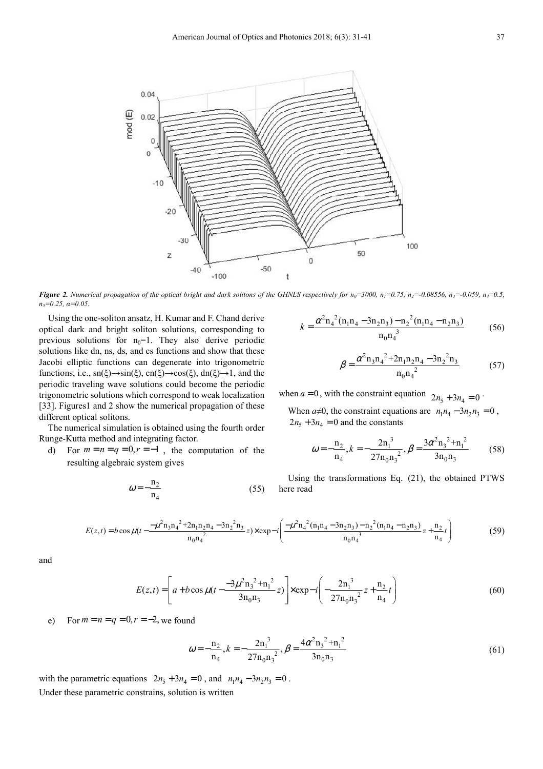*Figure 2. Numerical propagation of the optical bright and dark solitons of the GHNLS respectively for $n_0$=3000, $n_1$=0.75, $n_2$=-0.08556, $n_3$=-0.059, $n_4$=0.5, $n_5$=0.25, α=0.05.*

Using the one-soliton ansatz, H. Kumar and F. Chand derive optical dark and bright soliton solutions, corresponding to previous solutions for $n_0$=1. They also derive periodic solutions like dn, ns, ds, and cs functions and show that these Jacobi elliptic functions can degenerate into trigonometric functions, i.e., sn(ξ)→sin(ξ), cn(ξ)→cos(ξ), dn(ξ)→1, and the periodic traveling wave solutions could become the periodic trigonometric solutions which correspond to weak localization [33]. Figures1 and 2 show the numerical propagation of these different optical solitons.

The numerical simulation is obtained using the fourth order Runge-Kutta method and integrating factor.

d) For $m = n = q = 0, r = -1$, the computation of the resulting algebraic system gives

$$\omega = -\frac{n_2}{n_4} \tag{55}$$

$$k = \frac{\alpha^2 n_4{}^2 (n_1 n_4 - 3n_2 n_3) - n_2{}^2 (n_1 n_4 - n_2 n_3)}{n_0 n_4{}^3} \tag{56}$$

$$\beta = \frac{\alpha^2 n_3 n_4{}^2 + 2n_1 n_2 n_4 - 3n_2{}^2 n_3}{n_0 n_4{}^2} \tag{57}$$

when $a = 0$, with the constraint equation $2n_5 + 3n_4 = 0$.

When $a \neq 0$, the constraint equations are $n_1 n_4 - 3n_2 n_3 = 0$, $2n_5 + 3n_4 = 0$ and the constants

$$\omega = -\frac{n_2}{n_4}, k = -\frac{2n_1{}^3}{27 n_0 n_3{}^2}, \beta = \frac{3\alpha^2 n_3{}^2 + n_1{}^2}{3n_0 n_3} \tag{58}$$

Using the transformations Eq. (21), the obtained PTWS here read

$$E(z,t) = b\cos\mu\left(t - \frac{-\mu^2 n_3 n_4{}^2 + 2n_1 n_2 n_4 - 3n_2{}^2 n_3}{n_0 n_4{}^2} z\right) \times \exp - i\left(\frac{-\mu^2 n_4{}^2 (n_1 n_4 - 3n_2 n_3) - n_2{}^2 (n_1 n_4 - n_2 n_3)}{n_0 n_4{}^3} z + \frac{n_2}{n_4} t\right) \tag{59}$$

and

$$E(z,t) = \left[a + b\cos\mu\left(t - \frac{-3\mu^2 n_3{}^2 + n_1{}^2}{3n_0 n_3} z\right)\right] \times \exp - i\left(-\frac{2n_1{}^3}{27 n_0 n_3{}^2} z + \frac{n_2}{n_4} t\right) \tag{60}$$

e) For $m = n = q = 0, r = -2$, we found

$$\omega = -\frac{n_2}{n_4}, k = -\frac{2n_1{}^3}{27 n_0 n_3{}^2}, \beta = \frac{4\alpha^2 n_3{}^2 + n_1{}^2}{3n_0 n_3} \tag{61}$$

with the parametric equations $2n_5 + 3n_4 = 0$, and $n_1 n_4 - 3n_2 n_3 = 0$.

Under these parametric constrains, solution is written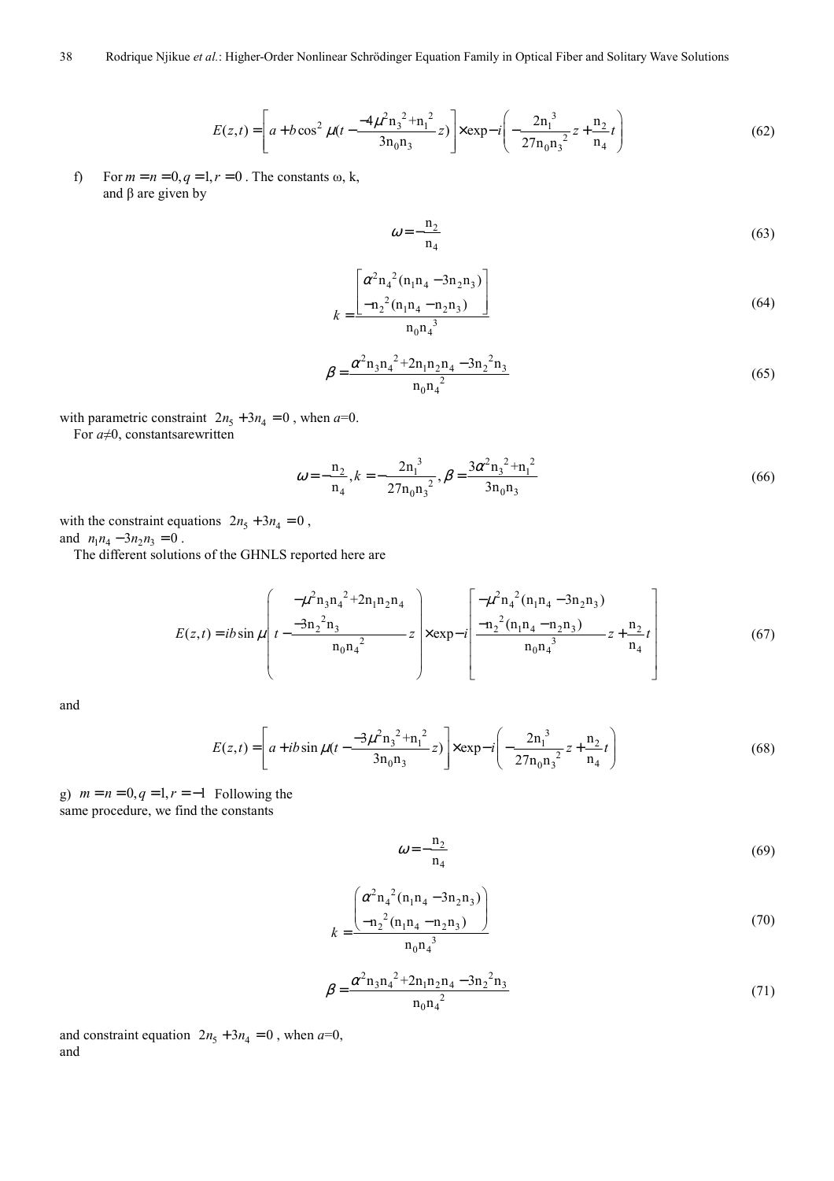$$E(z,t)=\left[a+b\cos^2\mu(t-\frac{-4\mu^2{n_3}^2+{n_1}^2}{3n_0n_3}z)\right]\times\exp-i\left(-\frac{2{n_1}^3}{27n_0{n_3}^2}z+\frac{n_2}{n_4}t\right) \tag{62}$$

f) For $m=n=0, q=1, r=0$. The constants ω, k, and β are given by

$$\omega=-\frac{n_2}{n_4} \tag{63}$$

$$k=\frac{\left[\begin{array}{l}\alpha^2{n_4}^2(n_1n_4-3n_2n_3)\\ -{n_2}^2(n_1n_4-n_2n_3)\end{array}\right]}{n_0{n_4}^3} \tag{64}$$

$$\beta=\frac{\alpha^2n_3{n_4}^2+2n_1n_2n_4-3{n_2}^2n_3}{n_0{n_4}^2} \tag{65}$$

with parametric constraint $2n_5+3n_4=0$, when $a$=0.

For $a\neq 0$, constantsarewritten

$$\omega=-\frac{n_2}{n_4}, k=-\frac{2{n_1}^3}{27n_0{n_3}^2}, \beta=\frac{3\alpha^2{n_3}^2+{n_1}^2}{3n_0n_3} \tag{66}$$

with the constraint equations $2n_5+3n_4=0$,
and $n_1n_4-3n_2n_3=0$.

The different solutions of the GHNLS reported here are

$$E(z,t)=ib\sin\mu\left(t-\frac{\begin{array}{l}-\mu^2n_3{n_4}^2+2n_1n_2n_4\\ -3{n_2}^2n_3\end{array}}{n_0{n_4}^2}z\right)\times\exp-i\left[\frac{\begin{array}{l}-\mu^2{n_4}^2(n_1n_4-3n_2n_3)\\ -{n_2}^2(n_1n_4-n_2n_3)\end{array}}{n_0{n_4}^3}z+\frac{n_2}{n_4}t\right] \tag{67}$$

and

$$E(z,t)=\left[a+ib\sin\mu(t-\frac{-3\mu^2{n_3}^2+{n_1}^2}{3n_0n_3}z)\right]\times\exp-i\left(-\frac{2{n_1}^3}{27n_0{n_3}^2}z+\frac{n_2}{n_4}t\right) \tag{68}$$

g) $m=n=0, q=1, r=-1$ Following the same procedure, we find the constants

$$\omega=-\frac{n_2}{n_4} \tag{69}$$

$$k=\frac{\left(\begin{array}{l}\alpha^2{n_4}^2(n_1n_4-3n_2n_3)\\ -{n_2}^2(n_1n_4-n_2n_3)\end{array}\right)}{n_0{n_4}^3} \tag{70}$$

$$\beta=\frac{\alpha^2n_3{n_4}^2+2n_1n_2n_4-3{n_2}^2n_3}{n_0{n_4}^2} \tag{71}$$

and constraint equation $2n_5+3n_4=0$, when $a$=0,
and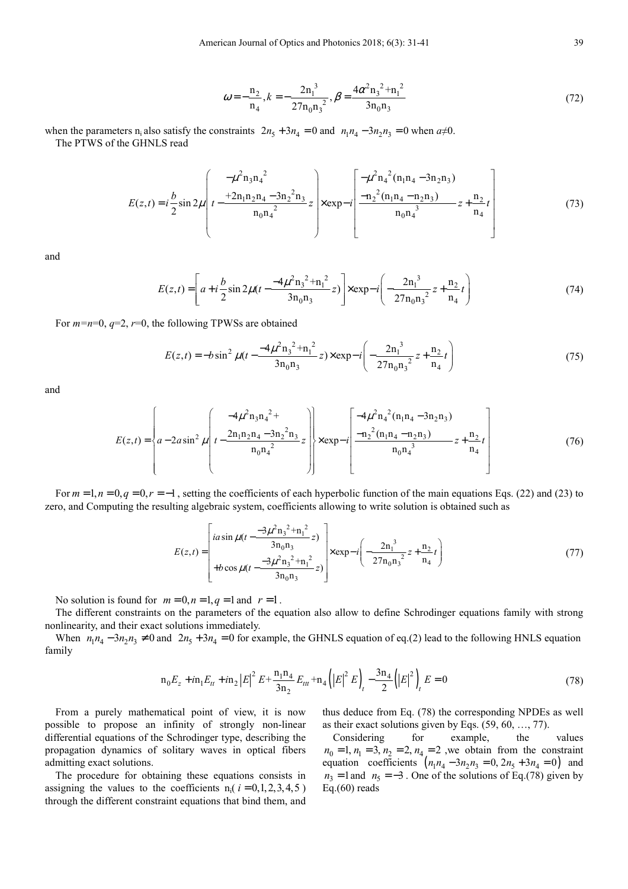$$\omega = -\frac{n_2}{n_4}, k = -\frac{2n_1^3}{27n_0n_3^2}, \beta = \frac{4\alpha^2 n_3^2 + n_1^2}{3n_0n_3} \tag{72}$$

when the parameters $n_i$ also satisfy the constraints $2n_5 + 3n_4 = 0$ and $n_1n_4 - 3n_2n_3 = 0$ when $a \neq 0$.

The PTWS of the GHNLS read

$$E(z,t) = i\frac{b}{2}\sin 2\mu\left(t - \frac{-\mu^2 n_3 n_4^2 + 2n_1n_2n_4 - 3n_2^2 n_3}{n_0 n_4^2} z\right) \times \exp - i\left[\frac{-\mu^2 n_4^2(n_1n_4 - 3n_2n_3) - n_2^2(n_1n_4 - n_2n_3)}{n_0 n_4^3} z + \frac{n_2}{n_4} t\right] \tag{73}$$

and

$$E(z,t) = \left[a + i\frac{b}{2}\sin 2\mu\left(t - \frac{-4\mu^2 n_3^2 + n_1^2}{3n_0n_3} z\right)\right] \times \exp - i\left(-\frac{2n_1^3}{27n_0n_3^2} z + \frac{n_2}{n_4} t\right) \tag{74}$$

For $m=n=0$, $q=2$, $r=0$, the following TPWSs are obtained

$$E(z,t) = -b\sin^2 \mu\left(t - \frac{-4\mu^2 n_3^2 + n_1^2}{3n_0n_3} z\right) \times \exp - i\left(-\frac{2n_1^3}{27n_0n_3^2} z + \frac{n_2}{n_4} t\right) \tag{75}$$

and

$$E(z,t) = \left\{a - 2a\sin^2 \mu\left(t - \frac{-4\mu^2 n_3 n_4^2 + 2n_1n_2n_4 - 3n_2^2 n_3}{n_0 n_4^2} z\right)\right\} \times \exp - i\left[\frac{-4\mu^2 n_4^2(n_1n_4 - 3n_2n_3) - n_2^2(n_1n_4 - n_2n_3)}{n_0 n_4^3} z + \frac{n_2}{n_4} t\right] \tag{76}$$

For $m=1, n=0, q=0, r=-1$, setting the coefficients of each hyperbolic function of the main equations Eqs. (22) and (23) to zero, and Computing the resulting algebraic system, coefficients allowing to write solution is obtained such as

$$E(z,t) = \left[\begin{array}{l} ia\sin \mu\left(t - \frac{-3\mu^2 n_3^2 + n_1^2}{3n_0n_3} z\right) \\ +b\cos \mu\left(t - \frac{-3\mu^2 n_3^2 + n_1^2}{3n_0n_3} z\right) \end{array}\right] \times \exp - i\left(-\frac{2n_1^3}{27n_0n_3^2} z + \frac{n_2}{n_4} t\right) \tag{77}$$

No solution is found for $m=0, n=1, q=1$ and $r=1$.

The different constraints on the parameters of the equation also allow to define Schrodinger equations family with strong nonlinearity, and their exact solutions immediately.

When $n_1n_4 - 3n_2n_3 \neq 0$ and $2n_5 + 3n_4 = 0$ for example, the GHNLS equation of eq.(2) lead to the following HNLS equation family

$$n_0 E_z + in_1 E_{tt} + in_2 |E|^2 E + \frac{n_1 n_4}{3n_2} E_{ttt} + n_4\left(|E|^2 E\right)_t - \frac{3n_4}{2}\left(|E|^2\right)_t E = 0 \tag{78}$$

From a purely mathematical point of view, it is now possible to propose an infinity of strongly non-linear differential equations of the Schrodinger type, describing the propagation dynamics of solitary waves in optical fibers admitting exact solutions.

The procedure for obtaining these equations consists in assigning the values to the coefficients $n_i$ ($i = 0,1,2,3,4,5$) through the different constraint equations that bind them, and thus deduce from Eq. (78) the corresponding NPDEs as well as their exact solutions given by Eqs. (59, 60, …, 77).

Considering for example, the values $n_0 = 1, n_1 = 3, n_2 = 2, n_4 = 2$, we obtain from the constraint equation coefficients $\left(n_1n_4 - 3n_2n_3 = 0, 2n_5 + 3n_4 = 0\right)$ and $n_3 = 1$ and $n_5 = -3$. One of the solutions of Eq.(78) given by Eq.(60) reads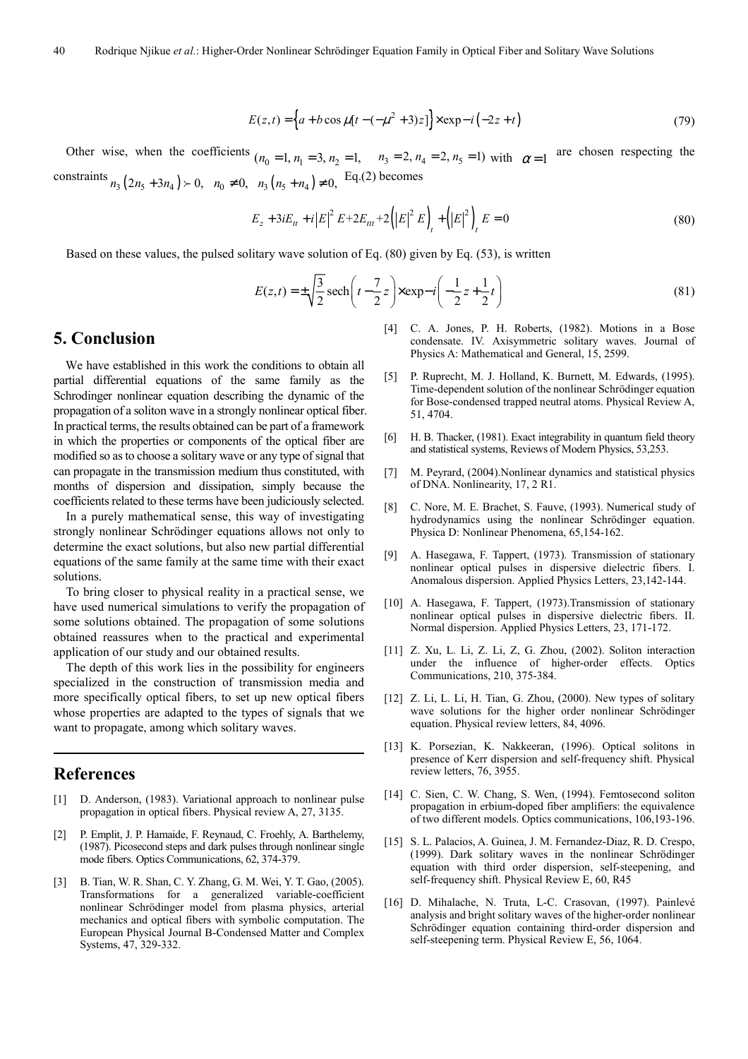$$E(z,t) = \left\{ a + b\cos\mu[t - (-\mu^2 + 3)z] \right\} \times \exp - i\left(-2z + t\right) \tag{79}$$

Other wise, when the coefficients $(n_0 = 1, n_1 = 3, n_2 = 1, \quad n_3 = 2, n_4 = 2, n_5 = 1)$ with $\alpha = 1$ are chosen respecting the constraints $n_3\left(2n_5 + 3n_4\right) \succ 0, \quad n_0 \neq 0, \quad n_3\left(n_5 + n_4\right) \neq 0,$ Eq.(2) becomes

$$E_z + 3iE_{tt} + i\left|E\right|^2 E + 2E_{ttt} + 2\left(\left|E\right|^2 E\right)_t + \left(\left|E\right|^2\right)_t E = 0 \tag{80}$$

Based on these values, the pulsed solitary wave solution of Eq. (80) given by Eq. (53), is written

$$E(z,t) = \pm\sqrt{\frac{3}{2}}\,\mathrm{sech}\left(t - \frac{7}{2}z\right) \times \exp - i\left(-\frac{1}{2}z + \frac{1}{2}t\right) \tag{81}$$

## 5. Conclusion

We have established in this work the conditions to obtain all partial differential equations of the same family as the Schrodinger nonlinear equation describing the dynamic of the propagation of a soliton wave in a strongly nonlinear optical fiber. In practical terms, the results obtained can be part of a framework in which the properties or components of the optical fiber are modified so as to choose a solitary wave or any type of signal that can propagate in the transmission medium thus constituted, with months of dispersion and dissipation, simply because the coefficients related to these terms have been judiciously selected.

In a purely mathematical sense, this way of investigating strongly nonlinear Schrödinger equations allows not only to determine the exact solutions, but also new partial differential equations of the same family at the same time with their exact solutions.

To bring closer to physical reality in a practical sense, we have used numerical simulations to verify the propagation of some solutions obtained. The propagation of some solutions obtained reassures when to the practical and experimental application of our study and our obtained results.

The depth of this work lies in the possibility for engineers specialized in the construction of transmission media and more specifically optical fibers, to set up new optical fibers whose properties are adapted to the types of signals that we want to propagate, among which solitary waves.

## References

[1] D. Anderson, (1983). Variational approach to nonlinear pulse propagation in optical fibers. Physical review A, 27, 3135.

[2] P. Emplit, J. P. Hamaide, F. Reynaud, C. Froehly, A. Barthelemy, (1987). Picosecond steps and dark pulses through nonlinear single mode fibers. Optics Communications, 62, 374-379.

[3] B. Tian, W. R. Shan, C. Y. Zhang, G. M. Wei, Y. T. Gao, (2005). Transformations for a generalized variable-coefficient nonlinear Schrödinger model from plasma physics, arterial mechanics and optical fibers with symbolic computation. The European Physical Journal B-Condensed Matter and Complex Systems, 47, 329-332.

[4] C. A. Jones, P. H. Roberts, (1982). Motions in a Bose condensate. IV. Axisymmetric solitary waves. Journal of Physics A: Mathematical and General, 15, 2599.

[5] P. Ruprecht, M. J. Holland, K. Burnett, M. Edwards, (1995). Time-dependent solution of the nonlinear Schrödinger equation for Bose-condensed trapped neutral atoms. Physical Review A, 51, 4704.

[6] H. B. Thacker, (1981). Exact integrability in quantum field theory and statistical systems, Reviews of Modern Physics, 53,253.

[7] M. Peyrard, (2004).Nonlinear dynamics and statistical physics of DNA. Nonlinearity, 17, 2 R1.

[8] C. Nore, M. E. Brachet, S. Fauve, (1993). Numerical study of hydrodynamics using the nonlinear Schrödinger equation. Physica D: Nonlinear Phenomena, 65,154-162.

[9] A. Hasegawa, F. Tappert, (1973). Transmission of stationary nonlinear optical pulses in dispersive dielectric fibers. I. Anomalous dispersion. Applied Physics Letters, 23,142-144.

[10] A. Hasegawa, F. Tappert, (1973).Transmission of stationary nonlinear optical pulses in dispersive dielectric fibers. II. Normal dispersion. Applied Physics Letters, 23, 171-172.

[11] Z. Xu, L. Li, Z. Li, Z, G. Zhou, (2002). Soliton interaction under the influence of higher-order effects. Optics Communications, 210, 375-384.

[12] Z. Li, L. Li, H. Tian, G. Zhou, (2000). New types of solitary wave solutions for the higher order nonlinear Schrödinger equation. Physical review letters, 84, 4096.

[13] K. Porsezian, K. Nakkeeran, (1996). Optical solitons in presence of Kerr dispersion and self-frequency shift. Physical review letters, 76, 3955.

[14] C. Sien, C. W. Chang, S. Wen, (1994). Femtosecond soliton propagation in erbium-doped fiber amplifiers: the equivalence of two different models. Optics communications, 106,193-196.

[15] S. L. Palacios, A. Guinea, J. M. Fernandez-Diaz, R. D. Crespo, (1999). Dark solitary waves in the nonlinear Schrödinger equation with third order dispersion, self-steepening, and self-frequency shift. Physical Review E, 60, R45

[16] D. Mihalache, N. Truta, L-C. Crasovan, (1997). Painlevé analysis and bright solitary waves of the higher-order nonlinear Schrödinger equation containing third-order dispersion and self-steepening term. Physical Review E, 56, 1064.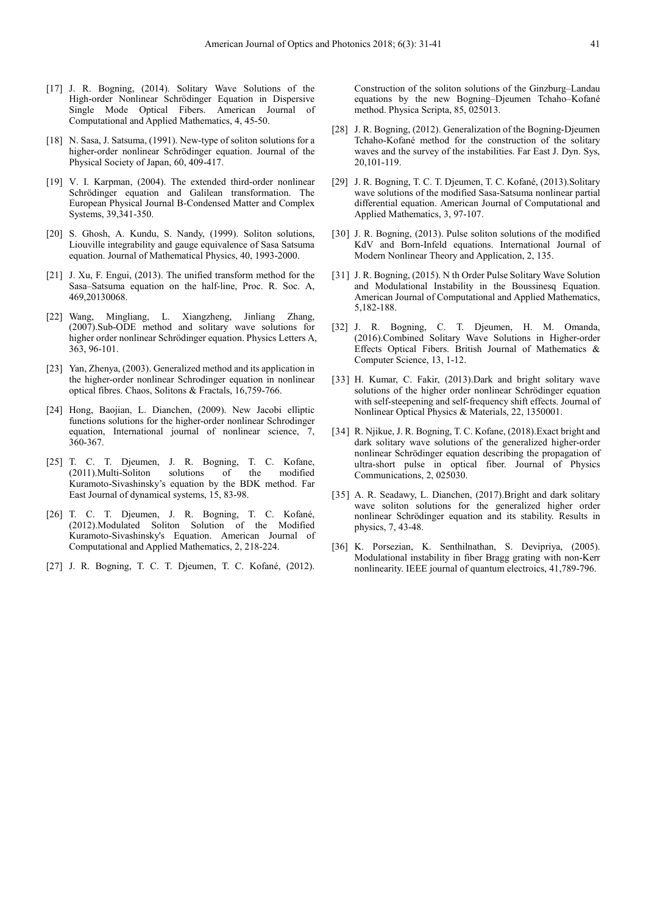[17] J. R. Bogning, (2014). Solitary Wave Solutions of the High-order Nonlinear Schrödinger Equation in Dispersive Single Mode Optical Fibers. American Journal of Computational and Applied Mathematics, 4, 45-50.

[18] N. Sasa, J. Satsuma, (1991). New-type of soliton solutions for a higher-order nonlinear Schrödinger equation. Journal of the Physical Society of Japan, 60, 409-417.

[19] V. I. Karpman, (2004). The extended third-order nonlinear Schrödinger equation and Galilean transformation. The European Physical Journal B-Condensed Matter and Complex Systems, 39,341-350.

[20] S. Ghosh, A. Kundu, S. Nandy, (1999). Soliton solutions, Liouville integrability and gauge equivalence of Sasa Satsuma equation. Journal of Mathematical Physics, 40, 1993-2000.

[21] J. Xu, F. Engui, (2013). The unified transform method for the Sasa–Satsuma equation on the half-line, Proc. R. Soc. A, 469,20130068.

[22] Wang, Mingliang, L. Xiangzheng, Jinliang Zhang, (2007).Sub-ODE method and solitary wave solutions for higher order nonlinear Schrödinger equation. Physics Letters A, 363, 96-101.

[23] Yan, Zhenya, (2003). Generalized method and its application in the higher-order nonlinear Schrodinger equation in nonlinear optical fibres. Chaos, Solitons & Fractals, 16,759-766.

[24] Hong, Baojian, L. Dianchen, (2009). New Jacobi elliptic functions solutions for the higher-order nonlinear Schrodinger equation, International journal of nonlinear science, 7, 360-367.

[25] T. C. T. Djeumen, J. R. Bogning, T. C. Kofane, (2011).Multi-Soliton solutions of the modified Kuramoto-Sivashinsky's equation by the BDK method. Far East Journal of dynamical systems, 15, 83-98.

[26] T. C. T. Djeumen, J. R. Bogning, T. C. Kofané, (2012).Modulated Soliton Solution of the Modified Kuramoto-Sivashinsky's Equation. American Journal of Computational and Applied Mathematics, 2, 218-224.

[27] J. R. Bogning, T. C. T. Djeumen, T. C. Kofané, (2012). Construction of the soliton solutions of the Ginzburg–Landau equations by the new Bogning–Djeumen Tchaho–Kofané method. Physica Scripta, 85, 025013.

[28] J. R. Bogning, (2012). Generalization of the Bogning-Djeumen Tchaho-Kofané method for the construction of the solitary waves and the survey of the instabilities. Far East J. Dyn. Sys, 20,101-119.

[29] J. R. Bogning, T. C. T. Djeumen, T. C. Kofané, (2013).Solitary wave solutions of the modified Sasa-Satsuma nonlinear partial differential equation. American Journal of Computational and Applied Mathematics, 3, 97-107.

[30] J. R. Bogning, (2013). Pulse soliton solutions of the modified KdV and Born-Infeld equations. International Journal of Modern Nonlinear Theory and Application, 2, 135.

[31] J. R. Bogning, (2015). N th Order Pulse Solitary Wave Solution and Modulational Instability in the Boussinesq Equation. American Journal of Computational and Applied Mathematics, 5,182-188.

[32] J. R. Bogning, C. T. Djeumen, H. M. Omanda, (2016).Combined Solitary Wave Solutions in Higher-order Effects Optical Fibers. British Journal of Mathematics & Computer Science, 13, 1-12.

[33] H. Kumar, C. Fakir, (2013).Dark and bright solitary wave solutions of the higher order nonlinear Schrödinger equation with self-steepening and self-frequency shift effects. Journal of Nonlinear Optical Physics & Materials, 22, 1350001.

[34] R. Njikue, J. R. Bogning, T. C. Kofane, (2018).Exact bright and dark solitary wave solutions of the generalized higher-order nonlinear Schrödinger equation describing the propagation of ultra-short pulse in optical fiber. Journal of Physics Communications, 2, 025030.

[35] A. R. Seadawy, L. Dianchen, (2017).Bright and dark solitary wave soliton solutions for the generalized higher order nonlinear Schrödinger equation and its stability. Results in physics, 7, 43-48.

[36] K. Porsezian, K. Senthilnathan, S. Devipriya, (2005). Modulational instability in fiber Bragg grating with non-Kerr nonlinearity. IEEE journal of quantum electroics, 41,789-796.